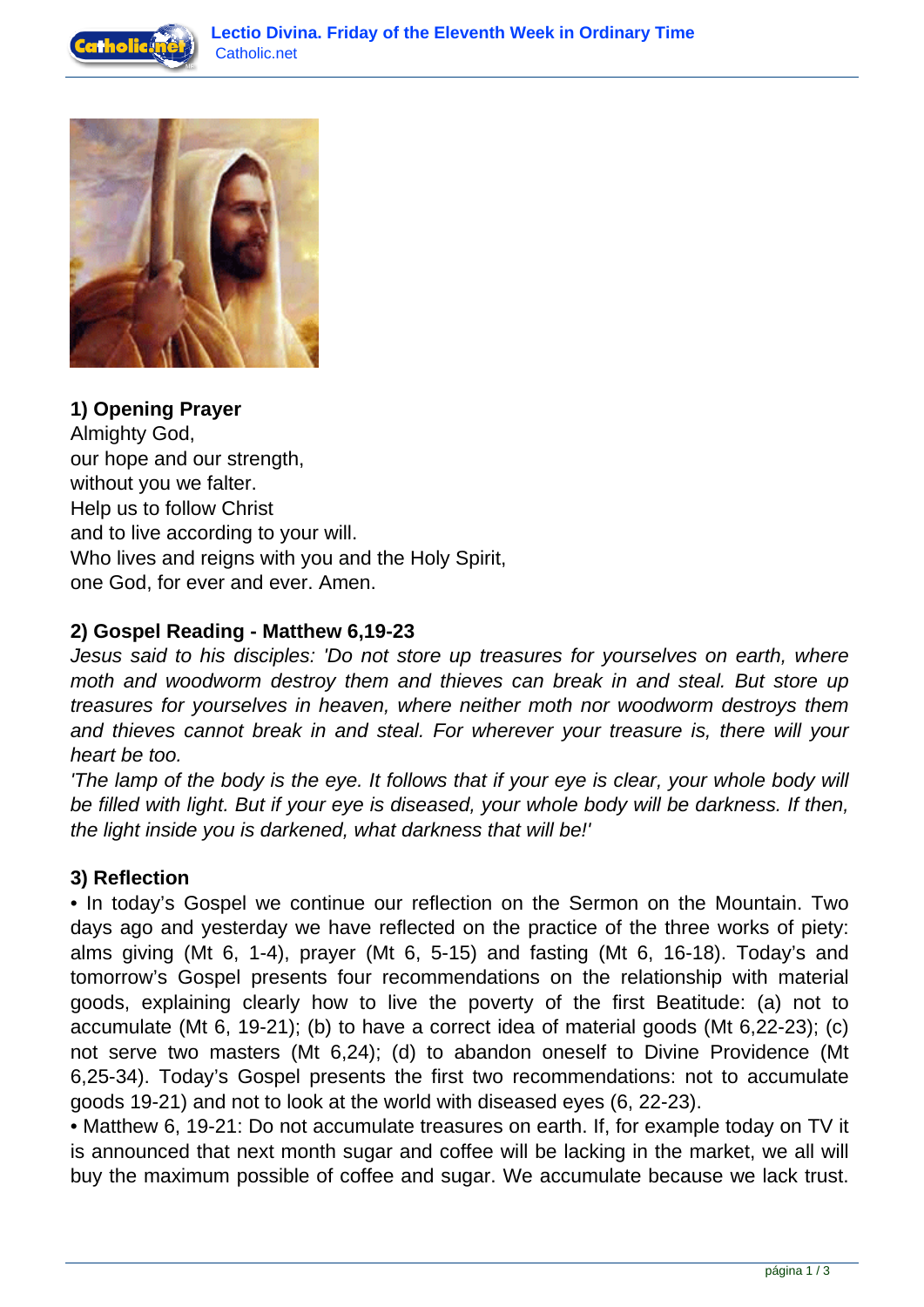### 1) Opening Prayer

Almighty God,
our hope and our strength,
without you we falter.
Help us to follow Christ
and to live according to your will.
Who lives and reigns with you and the Holy Spirit,
one God, for ever and ever. Amen.

### 2) Gospel Reading - Matthew 6,19-23

*Jesus said to his disciples: 'Do not store up treasures for yourselves on earth, where moth and woodworm destroy them and thieves can break in and steal. But store up treasures for yourselves in heaven, where neither moth nor woodworm destroys them and thieves cannot break in and steal. For wherever your treasure is, there will your heart be too.*
*'The lamp of the body is the eye. It follows that if your eye is clear, your whole body will be filled with light. But if your eye is diseased, your whole body will be darkness. If then, the light inside you is darkened, what darkness that will be!'*

### 3) Reflection

• In today's Gospel we continue our reflection on the Sermon on the Mountain. Two days ago and yesterday we have reflected on the practice of the three works of piety: alms giving (Mt 6, 1-4), prayer (Mt 6, 5-15) and fasting (Mt 6, 16-18). Today's and tomorrow's Gospel presents four recommendations on the relationship with material goods, explaining clearly how to live the poverty of the first Beatitude: (a) not to accumulate (Mt 6, 19-21); (b) to have a correct idea of material goods (Mt 6,22-23); (c) not serve two masters (Mt 6,24); (d) to abandon oneself to Divine Providence (Mt 6,25-34). Today's Gospel presents the first two recommendations: not to accumulate goods 19-21) and not to look at the world with diseased eyes (6, 22-23).
• Matthew 6, 19-21: Do not accumulate treasures on earth. If, for example today on TV it is announced that next month sugar and coffee will be lacking in the market, we all will buy the maximum possible of coffee and sugar. We accumulate because we lack trust.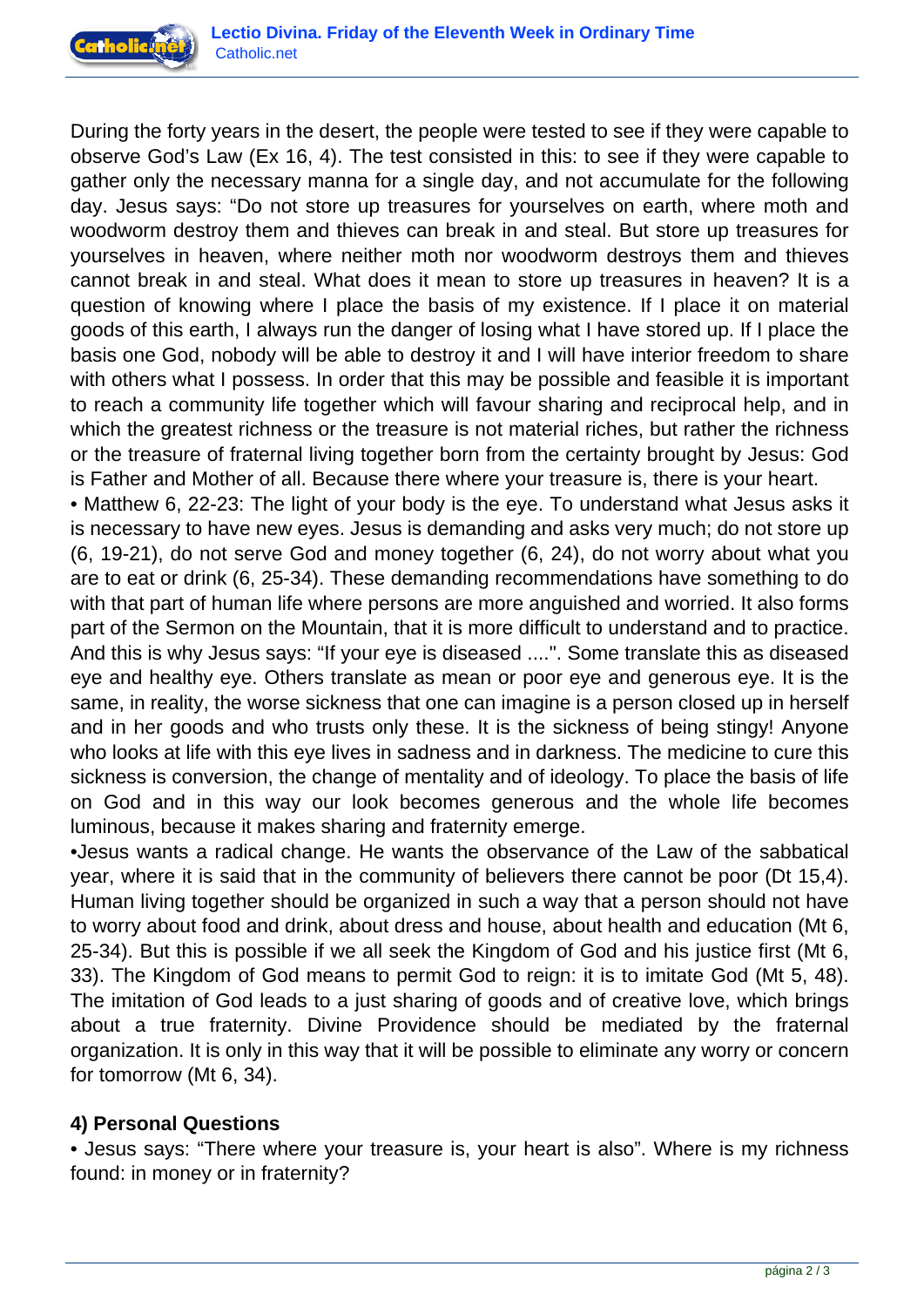During the forty years in the desert, the people were tested to see if they were capable to observe God's Law (Ex 16, 4). The test consisted in this: to see if they were capable to gather only the necessary manna for a single day, and not accumulate for the following day. Jesus says: "Do not store up treasures for yourselves on earth, where moth and woodworm destroy them and thieves can break in and steal. But store up treasures for yourselves in heaven, where neither moth nor woodworm destroys them and thieves cannot break in and steal. What does it mean to store up treasures in heaven? It is a question of knowing where I place the basis of my existence. If I place it on material goods of this earth, I always run the danger of losing what I have stored up. If I place the basis one God, nobody will be able to destroy it and I will have interior freedom to share with others what I possess. In order that this may be possible and feasible it is important to reach a community life together which will favour sharing and reciprocal help, and in which the greatest richness or the treasure is not material riches, but rather the richness or the treasure of fraternal living together born from the certainty brought by Jesus: God is Father and Mother of all. Because there where your treasure is, there is your heart.

• Matthew 6, 22-23: The light of your body is the eye. To understand what Jesus asks it is necessary to have new eyes. Jesus is demanding and asks very much; do not store up (6, 19-21), do not serve God and money together (6, 24), do not worry about what you are to eat or drink (6, 25-34). These demanding recommendations have something to do with that part of human life where persons are more anguished and worried. It also forms part of the Sermon on the Mountain, that it is more difficult to understand and to practice. And this is why Jesus says: "If your eye is diseased ....". Some translate this as diseased eye and healthy eye. Others translate as mean or poor eye and generous eye. It is the same, in reality, the worse sickness that one can imagine is a person closed up in herself and in her goods and who trusts only these. It is the sickness of being stingy! Anyone who looks at life with this eye lives in sadness and in darkness. The medicine to cure this sickness is conversion, the change of mentality and of ideology. To place the basis of life on God and in this way our look becomes generous and the whole life becomes luminous, because it makes sharing and fraternity emerge.

•Jesus wants a radical change. He wants the observance of the Law of the sabbatical year, where it is said that in the community of believers there cannot be poor (Dt 15,4). Human living together should be organized in such a way that a person should not have to worry about food and drink, about dress and house, about health and education (Mt 6, 25-34). But this is possible if we all seek the Kingdom of God and his justice first (Mt 6, 33). The Kingdom of God means to permit God to reign: it is to imitate God (Mt 5, 48). The imitation of God leads to a just sharing of goods and of creative love, which brings about a true fraternity. Divine Providence should be mediated by the fraternal organization. It is only in this way that it will be possible to eliminate any worry or concern for tomorrow (Mt 6, 34).

### 4) Personal Questions

• Jesus says: "There where your treasure is, your heart is also". Where is my richness found: in money or in fraternity?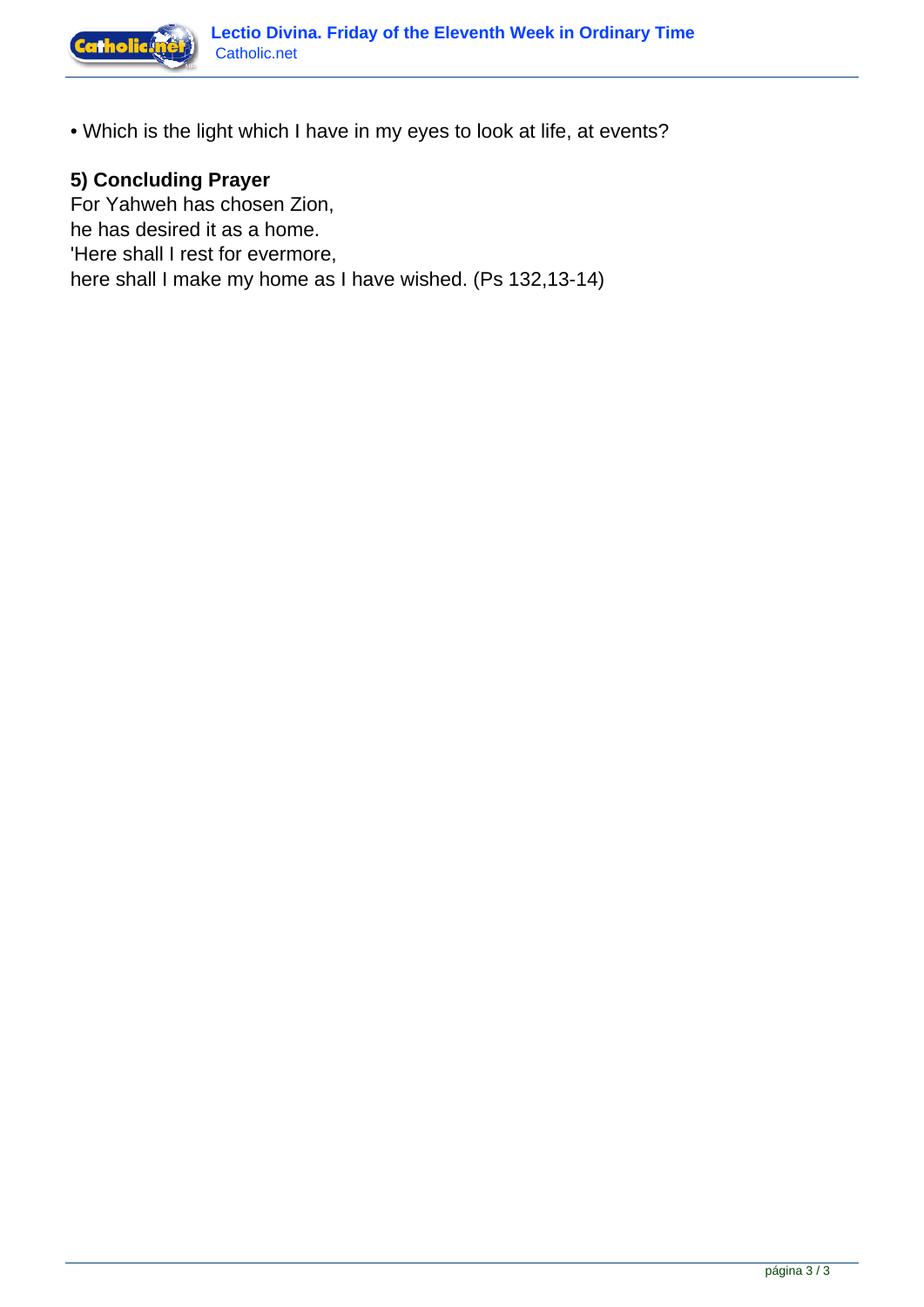- Which is the light which I have in my eyes to look at life, at events?

**5) Concluding Prayer**

For Yahweh has chosen Zion,
he has desired it as a home.
'Here shall I rest for evermore,
here shall I make my home as I have wished. (Ps 132,13-14)